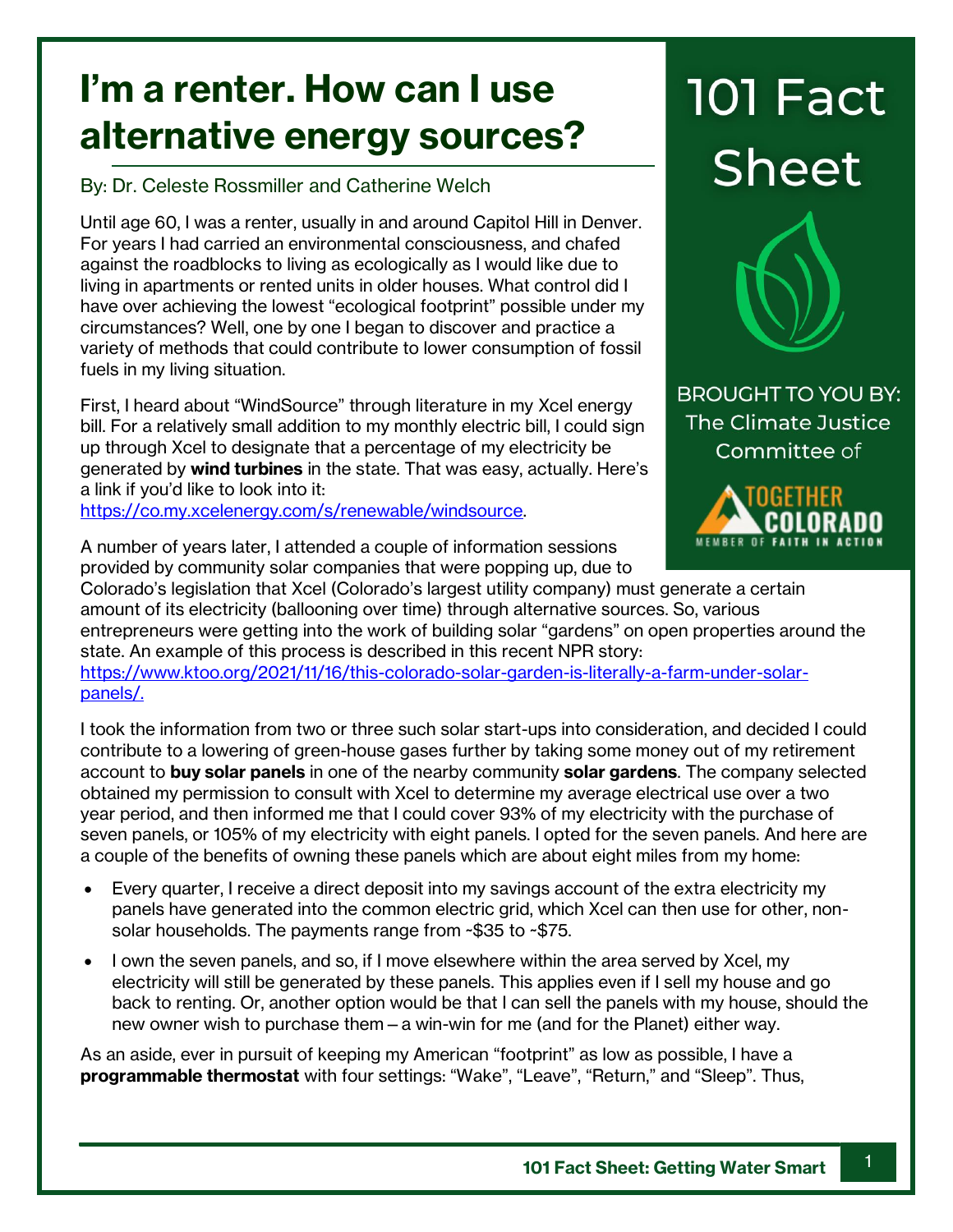# I'm a renter. How can I use alternative energy sources?

By: Dr. Celeste Rossmiller and Catherine Welch

101 Fact Sheet

BROUGHT TO YOU BY: The Climate Justice Committee of Together Colorado (Member of Faith in Action)

Until age 60, I was a renter, usually in and around Capitol Hill in Denver. For years I had carried an environmental consciousness, and chafed against the roadblocks to living as ecologically as I would like due to living in apartments or rented units in older houses. What control did I have over achieving the lowest "ecological footprint" possible under my circumstances? Well, one by one I began to discover and practice a variety of methods that could contribute to lower consumption of fossil fuels in my living situation.

First, I heard about "WindSource" through literature in my Xcel energy bill. For a relatively small addition to my monthly electric bill, I could sign up through Xcel to designate that a percentage of my electricity be generated by **wind turbines** in the state. That was easy, actually. Here's a link if you'd like to look into it: [https://co.my.xcelenergy.com/s/renewable/windsource](https://co.my.xcelenergy.com/s/renewable/windsource).

A number of years later, I attended a couple of information sessions provided by community solar companies that were popping up, due to Colorado's legislation that Xcel (Colorado's largest utility company) must generate a certain amount of its electricity (ballooning over time) through alternative sources. So, various entrepreneurs were getting into the work of building solar "gardens" on open properties around the state. An example of this process is described in this recent NPR story: [https://www.ktoo.org/2021/11/16/this-colorado-solar-garden-is-literally-a-farm-under-solar-panels/](https://www.ktoo.org/2021/11/16/this-colorado-solar-garden-is-literally-a-farm-under-solar-panels/).

I took the information from two or three such solar start-ups into consideration, and decided I could contribute to a lowering of green-house gases further by taking some money out of my retirement account to **buy solar panels** in one of the nearby community **solar gardens**. The company selected obtained my permission to consult with Xcel to determine my average electrical use over a two year period, and then informed me that I could cover 93% of my electricity with the purchase of seven panels, or 105% of my electricity with eight panels. I opted for the seven panels. And here are a couple of the benefits of owning these panels which are about eight miles from my home:

- Every quarter, I receive a direct deposit into my savings account of the extra electricity my panels have generated into the common electric grid, which Xcel can then use for other, non-solar households. The payments range from ~$35 to ~$75.
- I own the seven panels, and so, if I move elsewhere within the area served by Xcel, my electricity will still be generated by these panels. This applies even if I sell my house and go back to renting. Or, another option would be that I can sell the panels with my house, should the new owner wish to purchase them – a win-win for me (and for the Planet) either way.

As an aside, ever in pursuit of keeping my American "footprint" as low as possible, I have a **programmable thermostat** with four settings: "Wake", "Leave", "Return," and "Sleep". Thus,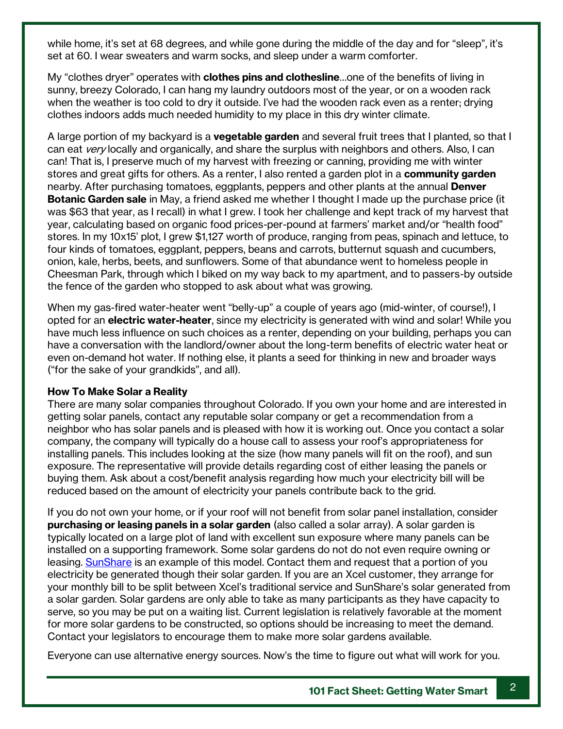while home, it's set at 68 degrees, and while gone during the middle of the day and for "sleep", it's set at 60. I wear sweaters and warm socks, and sleep under a warm comforter.

My "clothes dryer" operates with **clothes pins and clothesline**...one of the benefits of living in sunny, breezy Colorado, I can hang my laundry outdoors most of the year, or on a wooden rack when the weather is too cold to dry it outside. I've had the wooden rack even as a renter; drying clothes indoors adds much needed humidity to my place in this dry winter climate.

A large portion of my backyard is a **vegetable garden** and several fruit trees that I planted, so that I can eat *very* locally and organically, and share the surplus with neighbors and others. Also, I can can! That is, I preserve much of my harvest with freezing or canning, providing me with winter stores and great gifts for others. As a renter, I also rented a garden plot in a **community garden** nearby. After purchasing tomatoes, eggplants, peppers and other plants at the annual **Denver Botanic Garden sale** in May, a friend asked me whether I thought I made up the purchase price (it was $63 that year, as I recall) in what I grew. I took her challenge and kept track of my harvest that year, calculating based on organic food prices-per-pound at farmers' market and/or "health food" stores. In my 10x15' plot, I grew $1,127 worth of produce, ranging from peas, spinach and lettuce, to four kinds of tomatoes, eggplant, peppers, beans and carrots, butternut squash and cucumbers, onion, kale, herbs, beets, and sunflowers. Some of that abundance went to homeless people in Cheesman Park, through which I biked on my way back to my apartment, and to passers-by outside the fence of the garden who stopped to ask about what was growing.

When my gas-fired water-heater went "belly-up" a couple of years ago (mid-winter, of course!), I opted for an **electric water-heater**, since my electricity is generated with wind and solar! While you have much less influence on such choices as a renter, depending on your building, perhaps you can have a conversation with the landlord/owner about the long-term benefits of electric water heat or even on-demand hot water. If nothing else, it plants a seed for thinking in new and broader ways ("for the sake of your grandkids", and all).

**How To Make Solar a Reality**

There are many solar companies throughout Colorado. If you own your home and are interested in getting solar panels, contact any reputable solar company or get a recommendation from a neighbor who has solar panels and is pleased with how it is working out. Once you contact a solar company, the company will typically do a house call to assess your roof's appropriateness for installing panels. This includes looking at the size (how many panels will fit on the roof), and sun exposure. The representative will provide details regarding cost of either leasing the panels or buying them. Ask about a cost/benefit analysis regarding how much your electricity bill will be reduced based on the amount of electricity your panels contribute back to the grid.

If you do not own your home, or if your roof will not benefit from solar panel installation, consider **purchasing or leasing panels in a solar garden** (also called a solar array). A solar garden is typically located on a large plot of land with excellent sun exposure where many panels can be installed on a supporting framework. Some solar gardens do not do not even require owning or leasing. SunShare is an example of this model. Contact them and request that a portion of you electricity be generated though their solar garden. If you are an Xcel customer, they arrange for your monthly bill to be split between Xcel's traditional service and SunShare's solar generated from a solar garden. Solar gardens are only able to take as many participants as they have capacity to serve, so you may be put on a waiting list. Current legislation is relatively favorable at the moment for more solar gardens to be constructed, so options should be increasing to meet the demand. Contact your legislators to encourage them to make more solar gardens available.

Everyone can use alternative energy sources. Now's the time to figure out what will work for you.